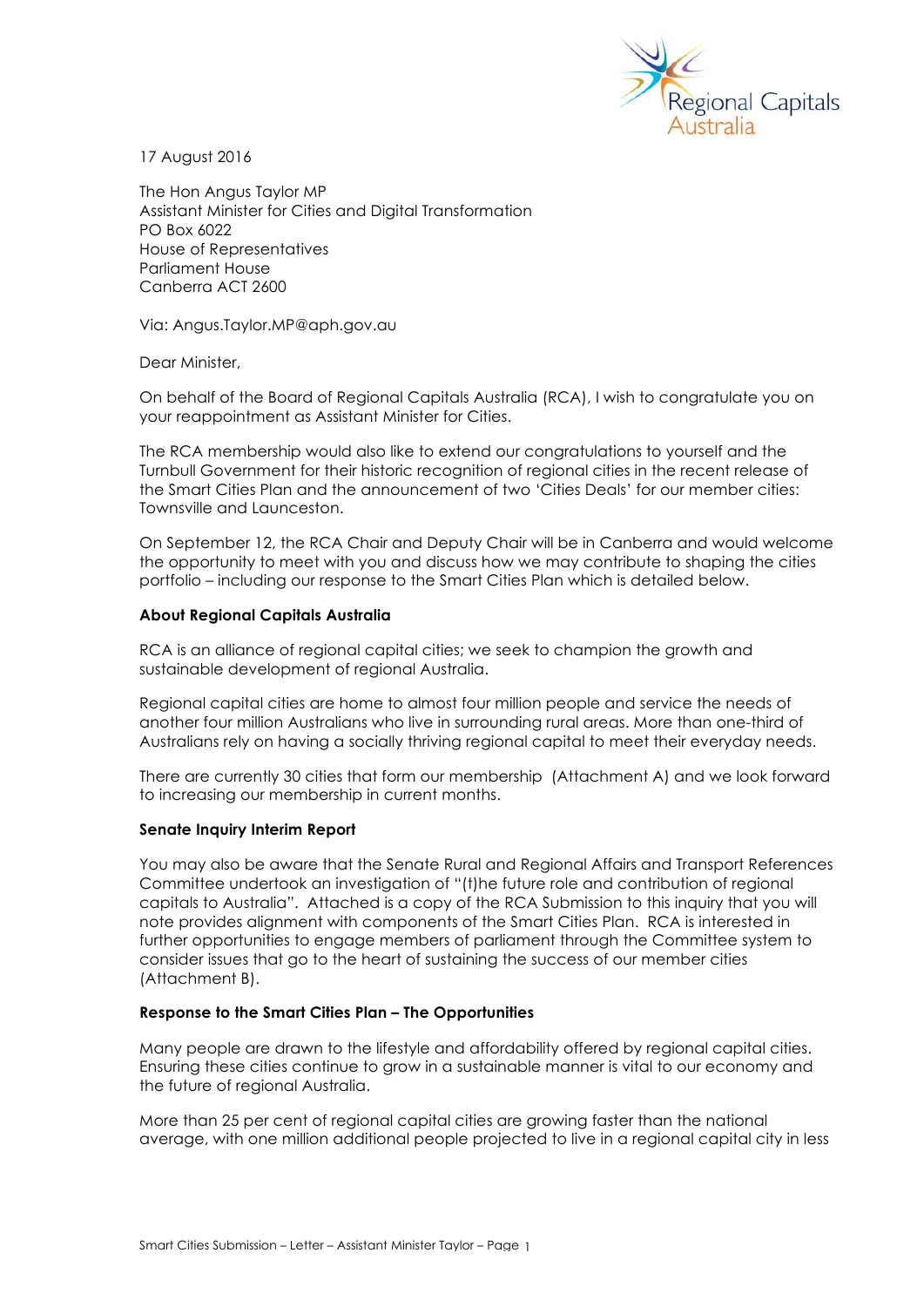17 August 2016

The Hon Angus Taylor MP
Assistant Minister for Cities and Digital Transformation
PO Box 6022
House of Representatives
Parliament House
Canberra ACT 2600

Via: Angus.Taylor.MP@aph.gov.au

Dear Minister,

On behalf of the Board of Regional Capitals Australia (RCA), I wish to congratulate you on your reappointment as Assistant Minister for Cities.

The RCA membership would also like to extend our congratulations to yourself and the Turnbull Government for their historic recognition of regional cities in the recent release of the Smart Cities Plan and the announcement of two 'Cities Deals' for our member cities: Townsville and Launceston.

On September 12, the RCA Chair and Deputy Chair will be in Canberra and would welcome the opportunity to meet with you and discuss how we may contribute to shaping the cities portfolio – including our response to the Smart Cities Plan which is detailed below.

**About Regional Capitals Australia**

RCA is an alliance of regional capital cities; we seek to champion the growth and sustainable development of regional Australia.

Regional capital cities are home to almost four million people and service the needs of another four million Australians who live in surrounding rural areas. More than one-third of Australians rely on having a socially thriving regional capital to meet their everyday needs.

There are currently 30 cities that form our membership (Attachment A) and we look forward to increasing our membership in current months.

**Senate Inquiry Interim Report**

You may also be aware that the Senate Rural and Regional Affairs and Transport References Committee undertook an investigation of "(t)he future role and contribution of regional capitals to Australia". Attached is a copy of the RCA Submission to this inquiry that you will note provides alignment with components of the Smart Cities Plan. RCA is interested in further opportunities to engage members of parliament through the Committee system to consider issues that go to the heart of sustaining the success of our member cities (Attachment B).

**Response to the Smart Cities Plan – The Opportunities**

Many people are drawn to the lifestyle and affordability offered by regional capital cities. Ensuring these cities continue to grow in a sustainable manner is vital to our economy and the future of regional Australia.

More than 25 per cent of regional capital cities are growing faster than the national average, with one million additional people projected to live in a regional capital city in less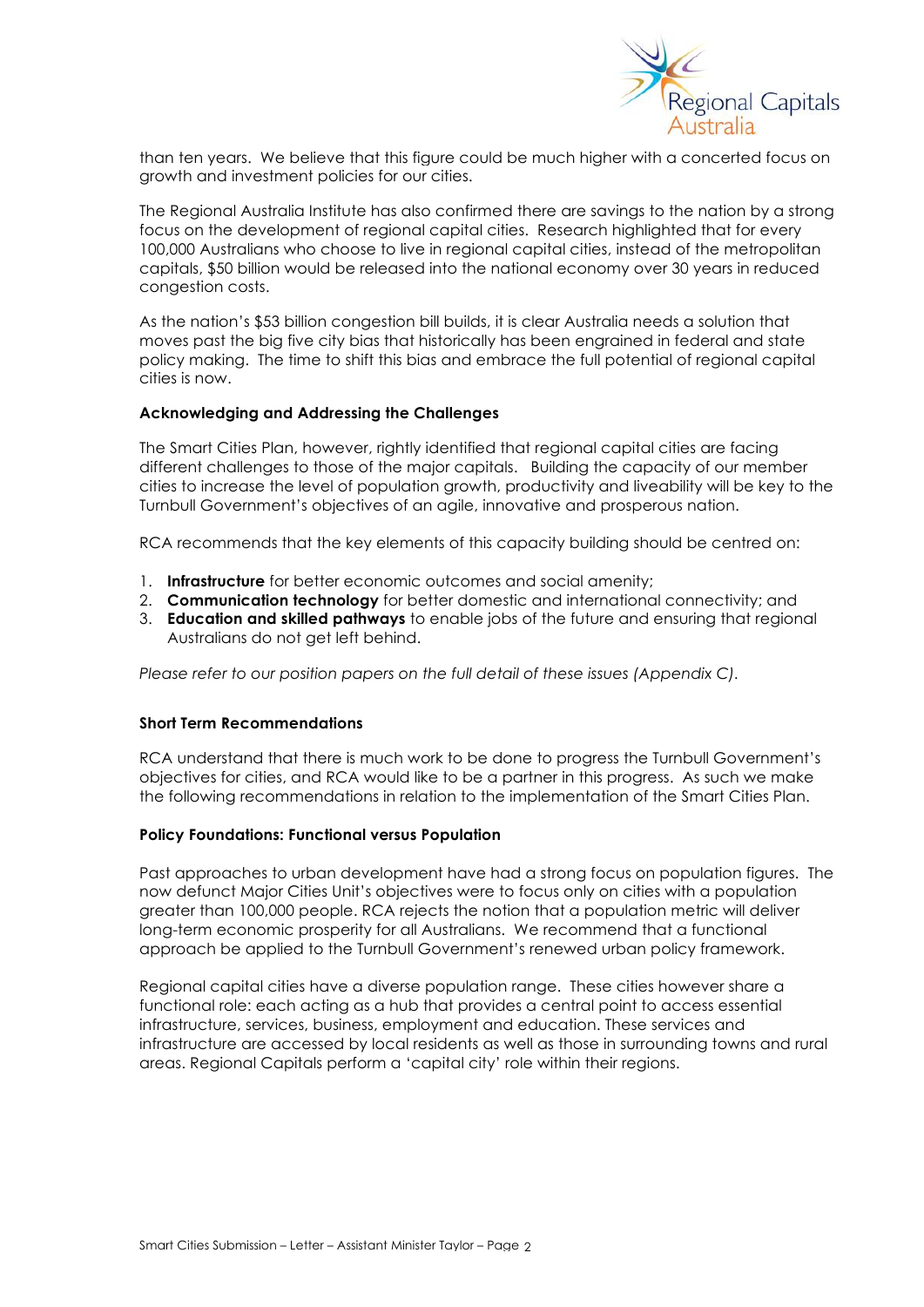than ten years. We believe that this figure could be much higher with a concerted focus on growth and investment policies for our cities.

The Regional Australia Institute has also confirmed there are savings to the nation by a strong focus on the development of regional capital cities. Research highlighted that for every 100,000 Australians who choose to live in regional capital cities, instead of the metropolitan capitals, $50 billion would be released into the national economy over 30 years in reduced congestion costs.

As the nation's $53 billion congestion bill builds, it is clear Australia needs a solution that moves past the big five city bias that historically has been engrained in federal and state policy making. The time to shift this bias and embrace the full potential of regional capital cities is now.

**Acknowledging and Addressing the Challenges**

The Smart Cities Plan, however, rightly identified that regional capital cities are facing different challenges to those of the major capitals. Building the capacity of our member cities to increase the level of population growth, productivity and liveability will be key to the Turnbull Government's objectives of an agile, innovative and prosperous nation.

RCA recommends that the key elements of this capacity building should be centred on:

1. **Infrastructure** for better economic outcomes and social amenity;
2. **Communication technology** for better domestic and international connectivity; and
3. **Education and skilled pathways** to enable jobs of the future and ensuring that regional Australians do not get left behind.

*Please refer to our position papers on the full detail of these issues (Appendix C).*

**Short Term Recommendations**

RCA understand that there is much work to be done to progress the Turnbull Government's objectives for cities, and RCA would like to be a partner in this progress. As such we make the following recommendations in relation to the implementation of the Smart Cities Plan.

**Policy Foundations: Functional versus Population**

Past approaches to urban development have had a strong focus on population figures. The now defunct Major Cities Unit's objectives were to focus only on cities with a population greater than 100,000 people. RCA rejects the notion that a population metric will deliver long-term economic prosperity for all Australians. We recommend that a functional approach be applied to the Turnbull Government's renewed urban policy framework.

Regional capital cities have a diverse population range. These cities however share a functional role: each acting as a hub that provides a central point to access essential infrastructure, services, business, employment and education. These services and infrastructure are accessed by local residents as well as those in surrounding towns and rural areas. Regional Capitals perform a 'capital city' role within their regions.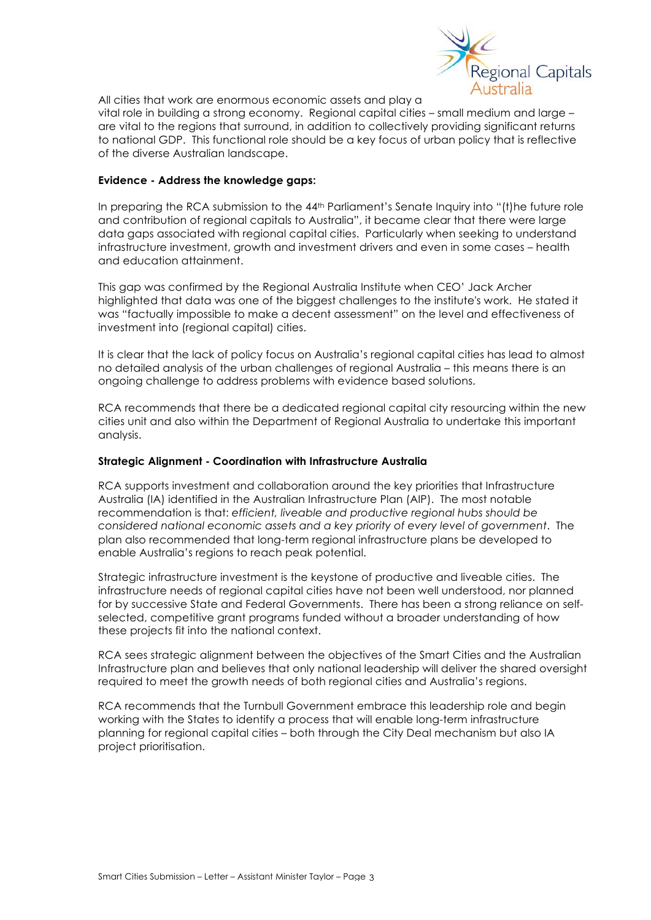All cities that work are enormous economic assets and play a vital role in building a strong economy. Regional capital cities – small medium and large – are vital to the regions that surround, in addition to collectively providing significant returns to national GDP. This functional role should be a key focus of urban policy that is reflective of the diverse Australian landscape.

**Evidence - Address the knowledge gaps:**

In preparing the RCA submission to the 44th Parliament's Senate Inquiry into "(t)he future role and contribution of regional capitals to Australia", it became clear that there were large data gaps associated with regional capital cities. Particularly when seeking to understand infrastructure investment, growth and investment drivers and even in some cases – health and education attainment.

This gap was confirmed by the Regional Australia Institute when CEO' Jack Archer highlighted that data was one of the biggest challenges to the institute's work. He stated it was "factually impossible to make a decent assessment" on the level and effectiveness of investment into (regional capital) cities.

It is clear that the lack of policy focus on Australia's regional capital cities has lead to almost no detailed analysis of the urban challenges of regional Australia – this means there is an ongoing challenge to address problems with evidence based solutions.

RCA recommends that there be a dedicated regional capital city resourcing within the new cities unit and also within the Department of Regional Australia to undertake this important analysis.

**Strategic Alignment - Coordination with Infrastructure Australia**

RCA supports investment and collaboration around the key priorities that Infrastructure Australia (IA) identified in the Australian Infrastructure Plan (AIP). The most notable recommendation is that: *efficient, liveable and productive regional hubs should be considered national economic assets and a key priority of every level of government*. The plan also recommended that long-term regional infrastructure plans be developed to enable Australia's regions to reach peak potential.

Strategic infrastructure investment is the keystone of productive and liveable cities. The infrastructure needs of regional capital cities have not been well understood, nor planned for by successive State and Federal Governments. There has been a strong reliance on self-selected, competitive grant programs funded without a broader understanding of how these projects fit into the national context.

RCA sees strategic alignment between the objectives of the Smart Cities and the Australian Infrastructure plan and believes that only national leadership will deliver the shared oversight required to meet the growth needs of both regional cities and Australia's regions.

RCA recommends that the Turnbull Government embrace this leadership role and begin working with the States to identify a process that will enable long-term infrastructure planning for regional capital cities – both through the City Deal mechanism but also IA project prioritisation.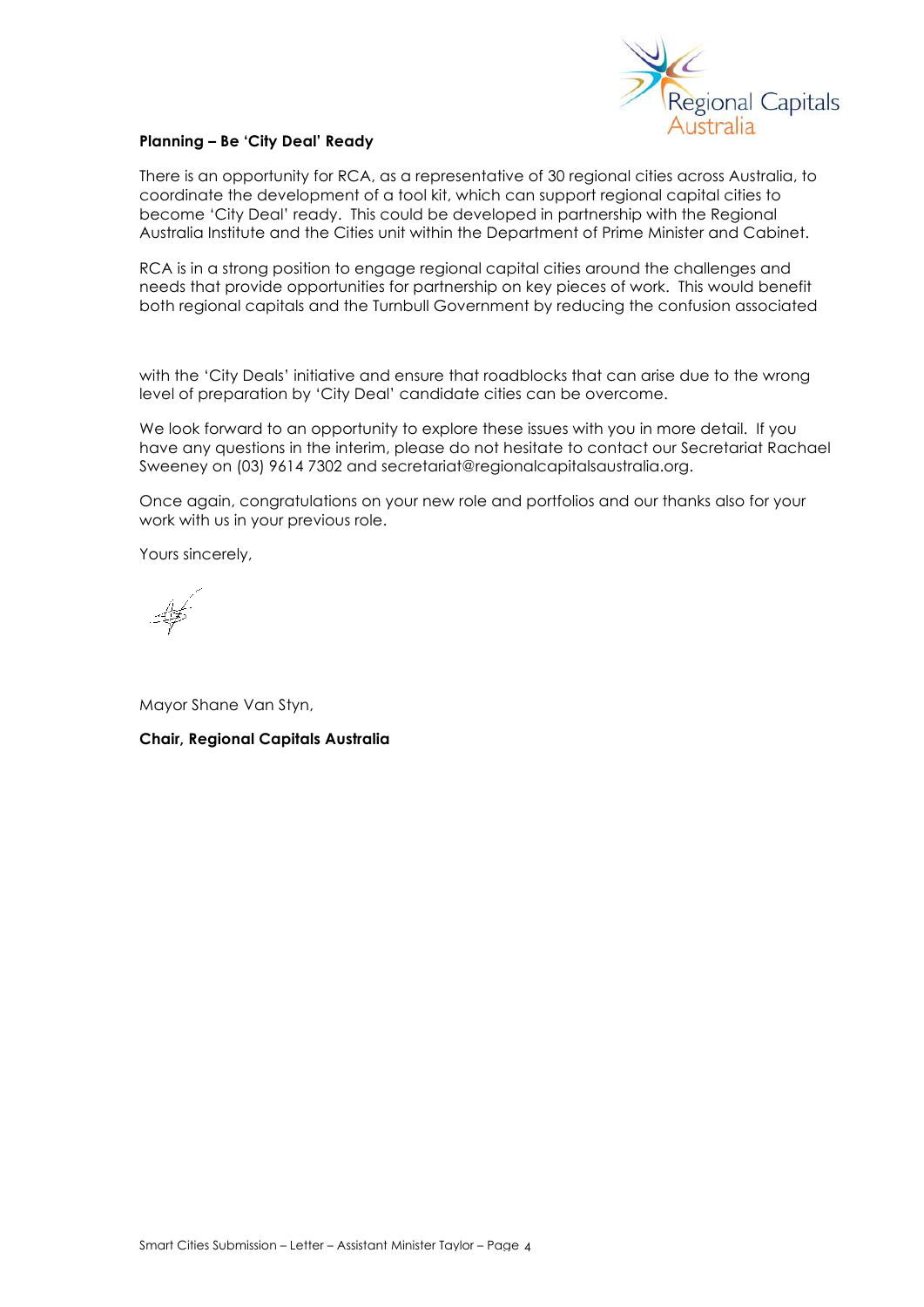**Planning – Be 'City Deal' Ready**

There is an opportunity for RCA, as a representative of 30 regional cities across Australia, to coordinate the development of a tool kit, which can support regional capital cities to become 'City Deal' ready. This could be developed in partnership with the Regional Australia Institute and the Cities unit within the Department of Prime Minister and Cabinet.

RCA is in a strong position to engage regional capital cities around the challenges and needs that provide opportunities for partnership on key pieces of work. This would benefit both regional capitals and the Turnbull Government by reducing the confusion associated with the 'City Deals' initiative and ensure that roadblocks that can arise due to the wrong level of preparation by 'City Deal' candidate cities can be overcome.

We look forward to an opportunity to explore these issues with you in more detail. If you have any questions in the interim, please do not hesitate to contact our Secretariat Rachael Sweeney on (03) 9614 7302 and secretariat@regionalcapitalsaustralia.org.

Once again, congratulations on your new role and portfolios and our thanks also for your work with us in your previous role.

Yours sincerely,

Mayor Shane Van Styn,

**Chair, Regional Capitals Australia**